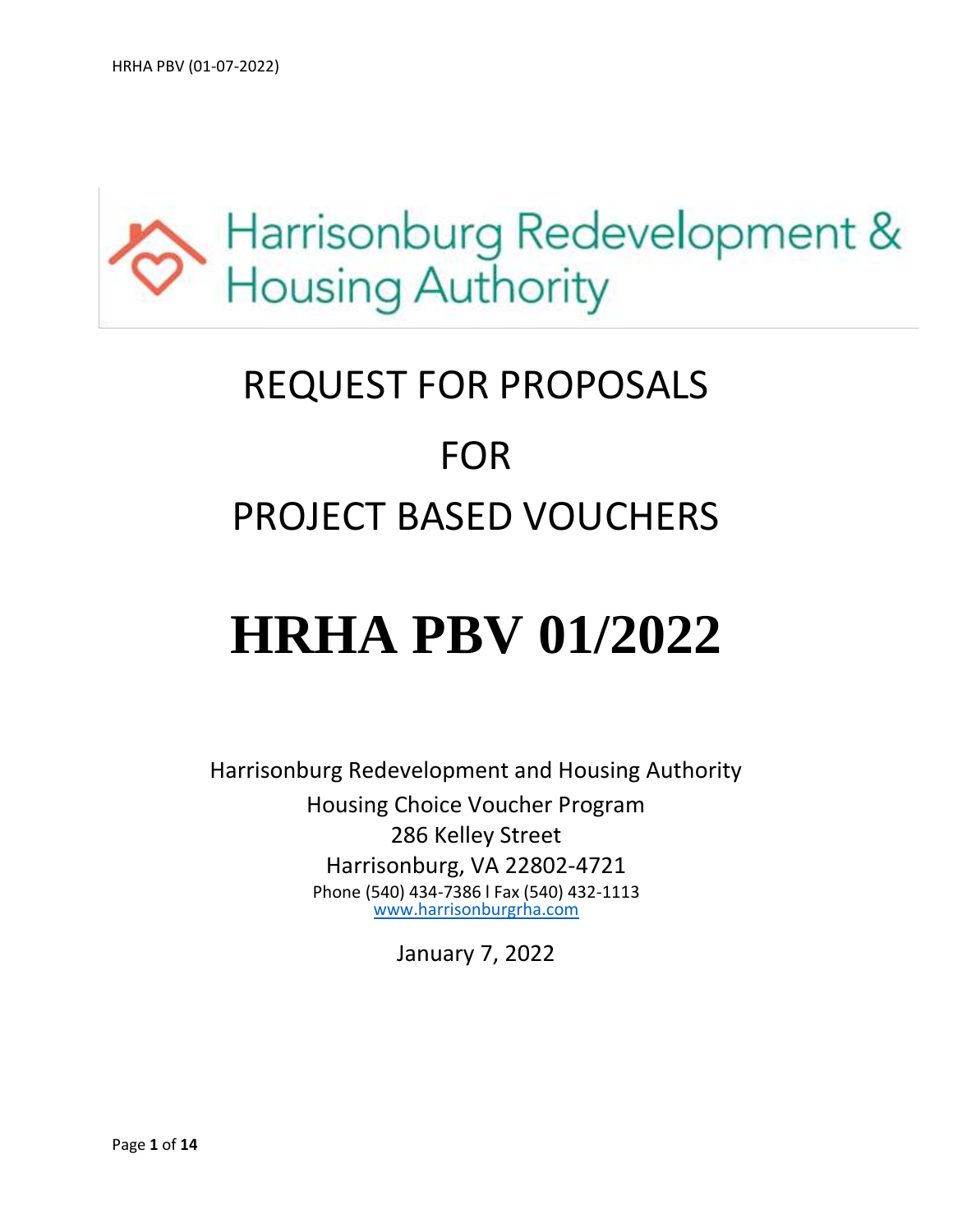Harrisonburg Redevelopment & Housing Authority

# REQUEST FOR PROPOSALS

# FOR

# PROJECT BASED VOUCHERS

# HRHA PBV 01/2022

Harrisonburg Redevelopment and Housing Authority
Housing Choice Voucher Program
286 Kelley Street
Harrisonburg, VA 22802-4721
Phone (540) 434-7386 l Fax (540) 432-1113
www.harrisonburgrha.com

January 7, 2022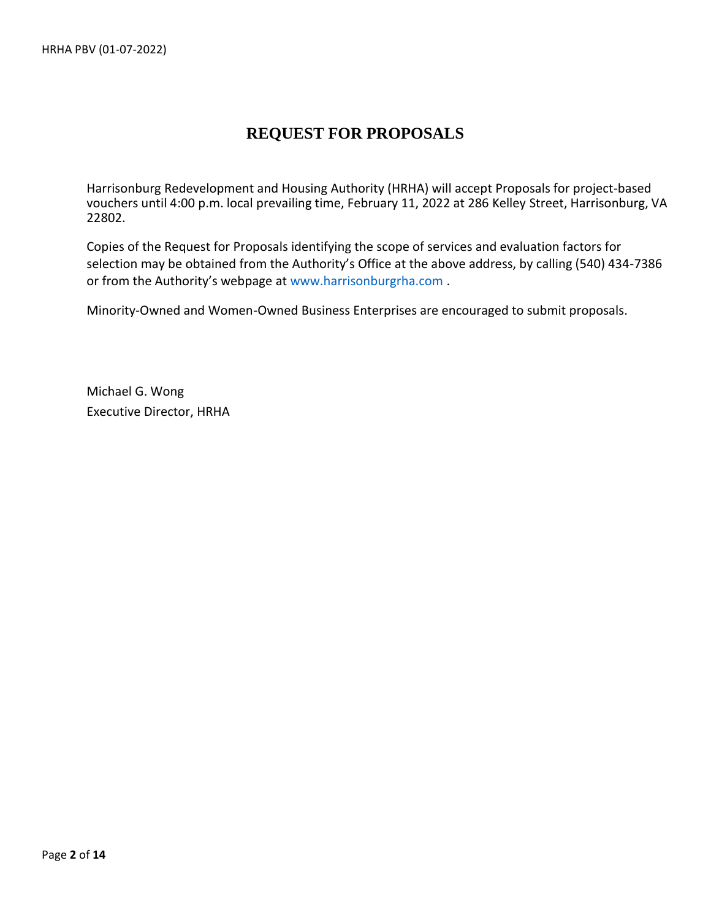# REQUEST FOR PROPOSALS

Harrisonburg Redevelopment and Housing Authority (HRHA) will accept Proposals for project-based vouchers until 4:00 p.m. local prevailing time, February 11, 2022 at 286 Kelley Street, Harrisonburg, VA 22802.

Copies of the Request for Proposals identifying the scope of services and evaluation factors for selection may be obtained from the Authority's Office at the above address, by calling (540) 434-7386 or from the Authority's webpage at www.harrisonburgrha.com .

Minority-Owned and Women-Owned Business Enterprises are encouraged to submit proposals.

Michael G. Wong
Executive Director, HRHA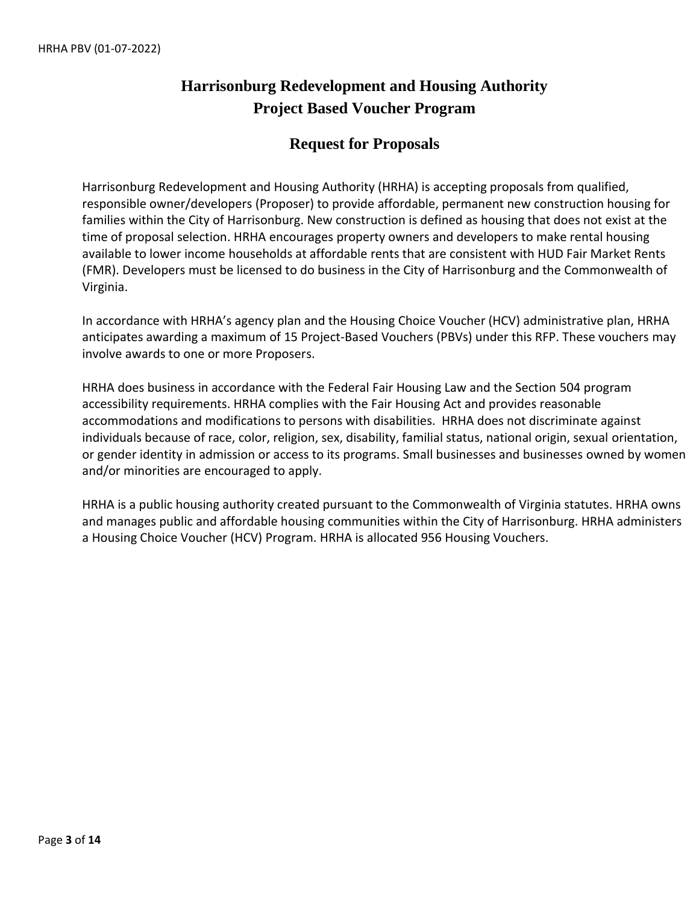# Harrisonburg Redevelopment and Housing Authority
# Project Based Voucher Program

## Request for Proposals

Harrisonburg Redevelopment and Housing Authority (HRHA) is accepting proposals from qualified, responsible owner/developers (Proposer) to provide affordable, permanent new construction housing for families within the City of Harrisonburg. New construction is defined as housing that does not exist at the time of proposal selection. HRHA encourages property owners and developers to make rental housing available to lower income households at affordable rents that are consistent with HUD Fair Market Rents (FMR). Developers must be licensed to do business in the City of Harrisonburg and the Commonwealth of Virginia.

In accordance with HRHA's agency plan and the Housing Choice Voucher (HCV) administrative plan, HRHA anticipates awarding a maximum of 15 Project-Based Vouchers (PBVs) under this RFP. These vouchers may involve awards to one or more Proposers.

HRHA does business in accordance with the Federal Fair Housing Law and the Section 504 program accessibility requirements. HRHA complies with the Fair Housing Act and provides reasonable accommodations and modifications to persons with disabilities. HRHA does not discriminate against individuals because of race, color, religion, sex, disability, familial status, national origin, sexual orientation, or gender identity in admission or access to its programs. Small businesses and businesses owned by women and/or minorities are encouraged to apply.

HRHA is a public housing authority created pursuant to the Commonwealth of Virginia statutes. HRHA owns and manages public and affordable housing communities within the City of Harrisonburg. HRHA administers a Housing Choice Voucher (HCV) Program. HRHA is allocated 956 Housing Vouchers.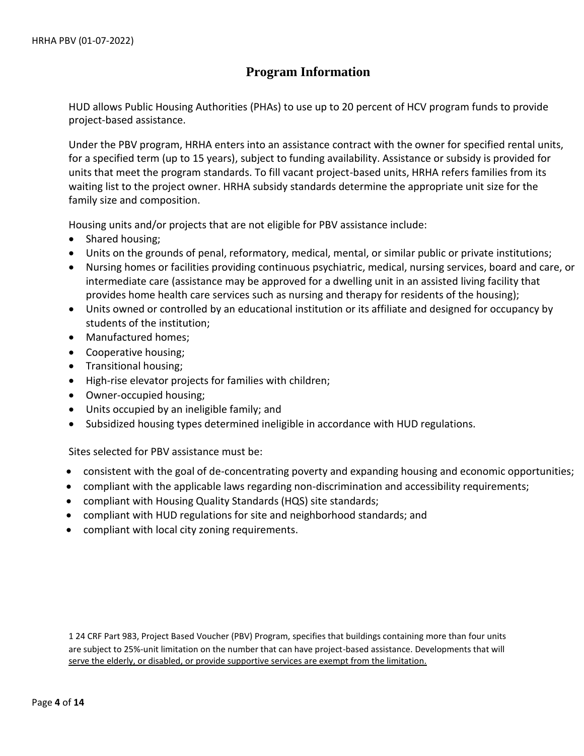# Program Information

HUD allows Public Housing Authorities (PHAs) to use up to 20 percent of HCV program funds to provide project-based assistance.

Under the PBV program, HRHA enters into an assistance contract with the owner for specified rental units, for a specified term (up to 15 years), subject to funding availability. Assistance or subsidy is provided for units that meet the program standards. To fill vacant project-based units, HRHA refers families from its waiting list to the project owner. HRHA subsidy standards determine the appropriate unit size for the family size and composition.

Housing units and/or projects that are not eligible for PBV assistance include:

- Shared housing;
- Units on the grounds of penal, reformatory, medical, mental, or similar public or private institutions;
- Nursing homes or facilities providing continuous psychiatric, medical, nursing services, board and care, or intermediate care (assistance may be approved for a dwelling unit in an assisted living facility that provides home health care services such as nursing and therapy for residents of the housing);
- Units owned or controlled by an educational institution or its affiliate and designed for occupancy by students of the institution;
- Manufactured homes;
- Cooperative housing;
- Transitional housing;
- High-rise elevator projects for families with children;
- Owner-occupied housing;
- Units occupied by an ineligible family; and
- Subsidized housing types determined ineligible in accordance with HUD regulations.

Sites selected for PBV assistance must be:

- consistent with the goal of de-concentrating poverty and expanding housing and economic opportunities;
- compliant with the applicable laws regarding non-discrimination and accessibility requirements;
- compliant with Housing Quality Standards (HQS) site standards;
- compliant with HUD regulations for site and neighborhood standards; and
- compliant with local city zoning requirements.

1 24 CRF Part 983, Project Based Voucher (PBV) Program, specifies that buildings containing more than four units are subject to 25%-unit limitation on the number that can have project-based assistance. Developments that will serve the elderly, or disabled, or provide supportive services are exempt from the limitation.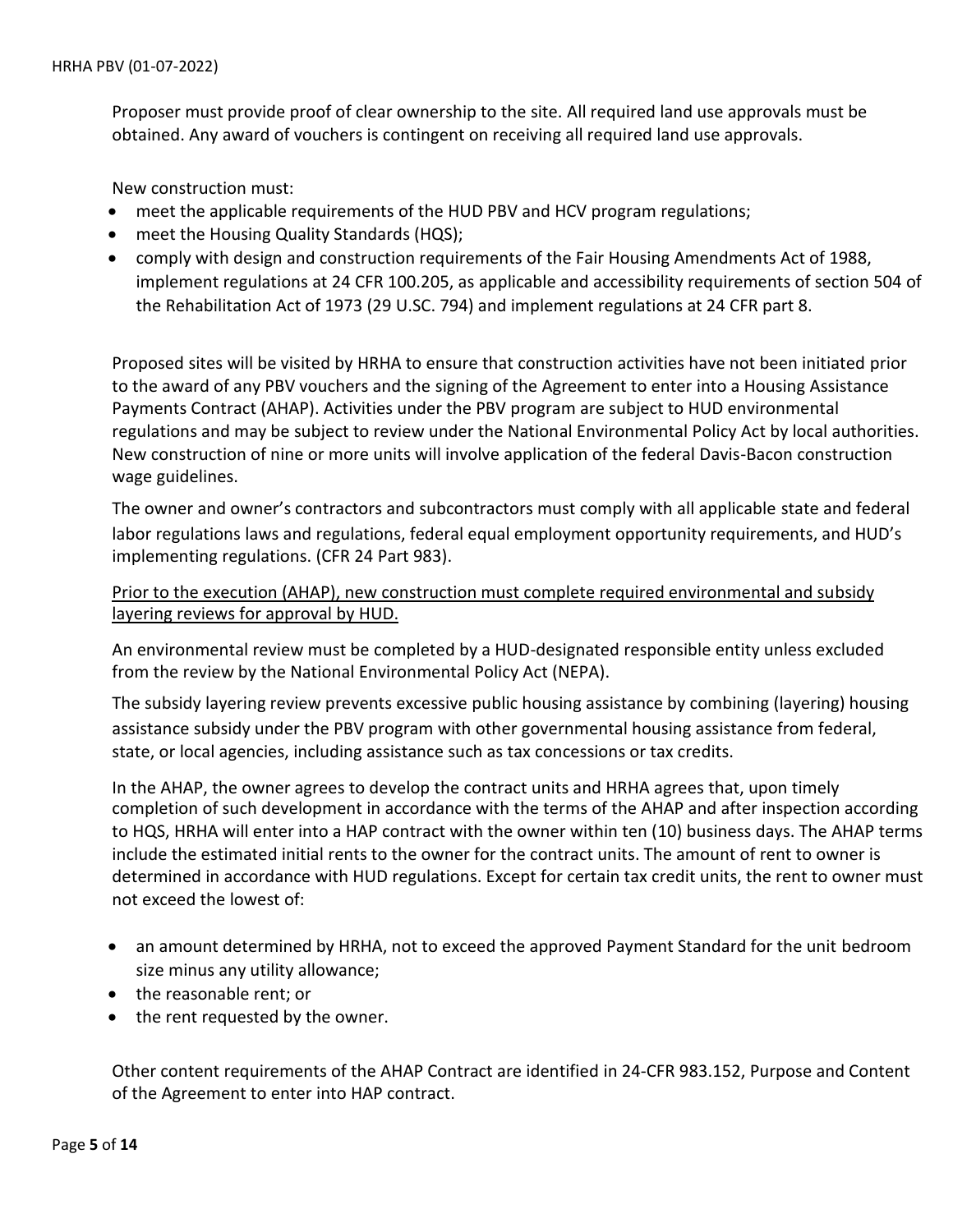Proposer must provide proof of clear ownership to the site. All required land use approvals must be obtained. Any award of vouchers is contingent on receiving all required land use approvals.

New construction must:

- meet the applicable requirements of the HUD PBV and HCV program regulations;
- meet the Housing Quality Standards (HQS);
- comply with design and construction requirements of the Fair Housing Amendments Act of 1988, implement regulations at 24 CFR 100.205, as applicable and accessibility requirements of section 504 of the Rehabilitation Act of 1973 (29 U.SC. 794) and implement regulations at 24 CFR part 8.

Proposed sites will be visited by HRHA to ensure that construction activities have not been initiated prior to the award of any PBV vouchers and the signing of the Agreement to enter into a Housing Assistance Payments Contract (AHAP). Activities under the PBV program are subject to HUD environmental regulations and may be subject to review under the National Environmental Policy Act by local authorities. New construction of nine or more units will involve application of the federal Davis-Bacon construction wage guidelines.

The owner and owner's contractors and subcontractors must comply with all applicable state and federal labor regulations laws and regulations, federal equal employment opportunity requirements, and HUD's implementing regulations. (CFR 24 Part 983).

<u>Prior to the execution (AHAP), new construction must complete required environmental and subsidy layering reviews for approval by HUD.</u>

An environmental review must be completed by a HUD-designated responsible entity unless excluded from the review by the National Environmental Policy Act (NEPA).

The subsidy layering review prevents excessive public housing assistance by combining (layering) housing assistance subsidy under the PBV program with other governmental housing assistance from federal, state, or local agencies, including assistance such as tax concessions or tax credits.

In the AHAP, the owner agrees to develop the contract units and HRHA agrees that, upon timely completion of such development in accordance with the terms of the AHAP and after inspection according to HQS, HRHA will enter into a HAP contract with the owner within ten (10) business days. The AHAP terms include the estimated initial rents to the owner for the contract units. The amount of rent to owner is determined in accordance with HUD regulations. Except for certain tax credit units, the rent to owner must not exceed the lowest of:

- an amount determined by HRHA, not to exceed the approved Payment Standard for the unit bedroom size minus any utility allowance;
- the reasonable rent; or
- the rent requested by the owner.

Other content requirements of the AHAP Contract are identified in 24-CFR 983.152, Purpose and Content of the Agreement to enter into HAP contract.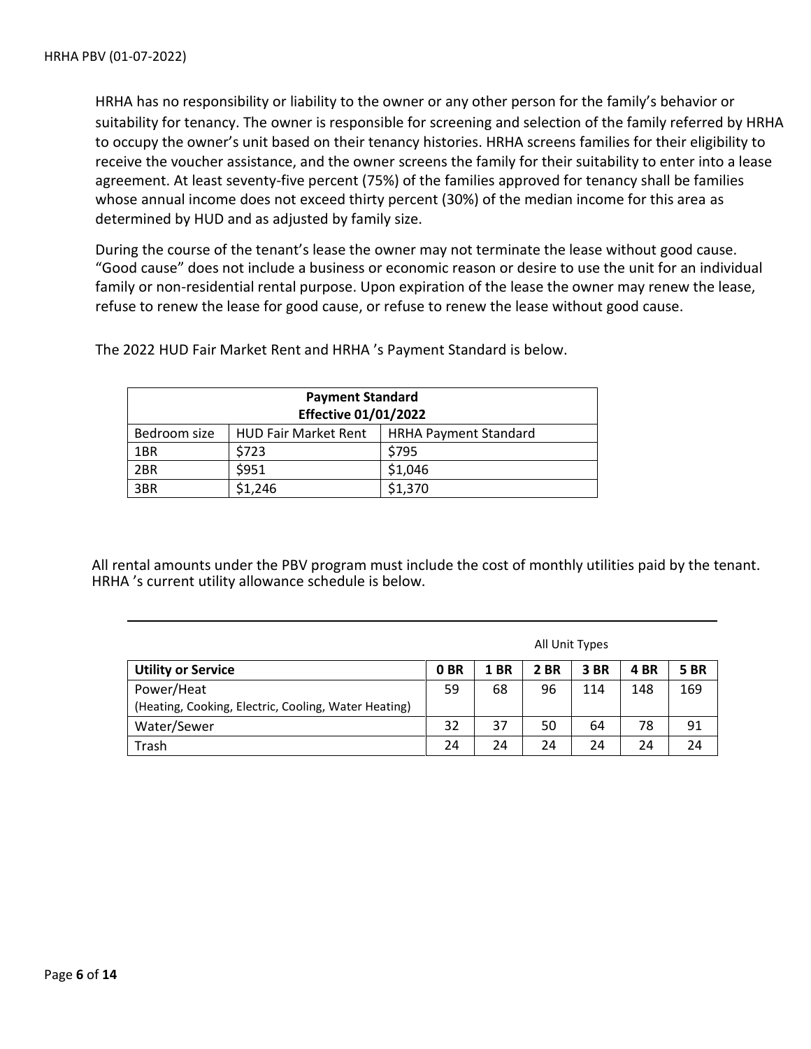HRHA has no responsibility or liability to the owner or any other person for the family's behavior or suitability for tenancy. The owner is responsible for screening and selection of the family referred by HRHA to occupy the owner's unit based on their tenancy histories. HRHA screens families for their eligibility to receive the voucher assistance, and the owner screens the family for their suitability to enter into a lease agreement. At least seventy-five percent (75%) of the families approved for tenancy shall be families whose annual income does not exceed thirty percent (30%) of the median income for this area as determined by HUD and as adjusted by family size.

During the course of the tenant's lease the owner may not terminate the lease without good cause. "Good cause" does not include a business or economic reason or desire to use the unit for an individual family or non-residential rental purpose. Upon expiration of the lease the owner may renew the lease, refuse to renew the lease for good cause, or refuse to renew the lease without good cause.

The 2022 HUD Fair Market Rent and HRHA 's Payment Standard is below.

| **Payment Standard Effective 01/01/2022** | | |
|---|---|---|
| Bedroom size | HUD Fair Market Rent | HRHA Payment Standard |
| 1BR | $723 | $795 |
| 2BR | $951 | $1,046 |
| 3BR | $1,246 | $1,370 |

All rental amounts under the PBV program must include the cost of monthly utilities paid by the tenant. HRHA 's current utility allowance schedule is below.

| | All Unit Types | | | | | |
|---|---|---|---|---|---|---|
| **Utility or Service** | **0 BR** | **1 BR** | **2 BR** | **3 BR** | **4 BR** | **5 BR** |
| Power/Heat (Heating, Cooking, Electric, Cooling, Water Heating) | 59 | 68 | 96 | 114 | 148 | 169 |
| Water/Sewer | 32 | 37 | 50 | 64 | 78 | 91 |
| Trash | 24 | 24 | 24 | 24 | 24 | 24 |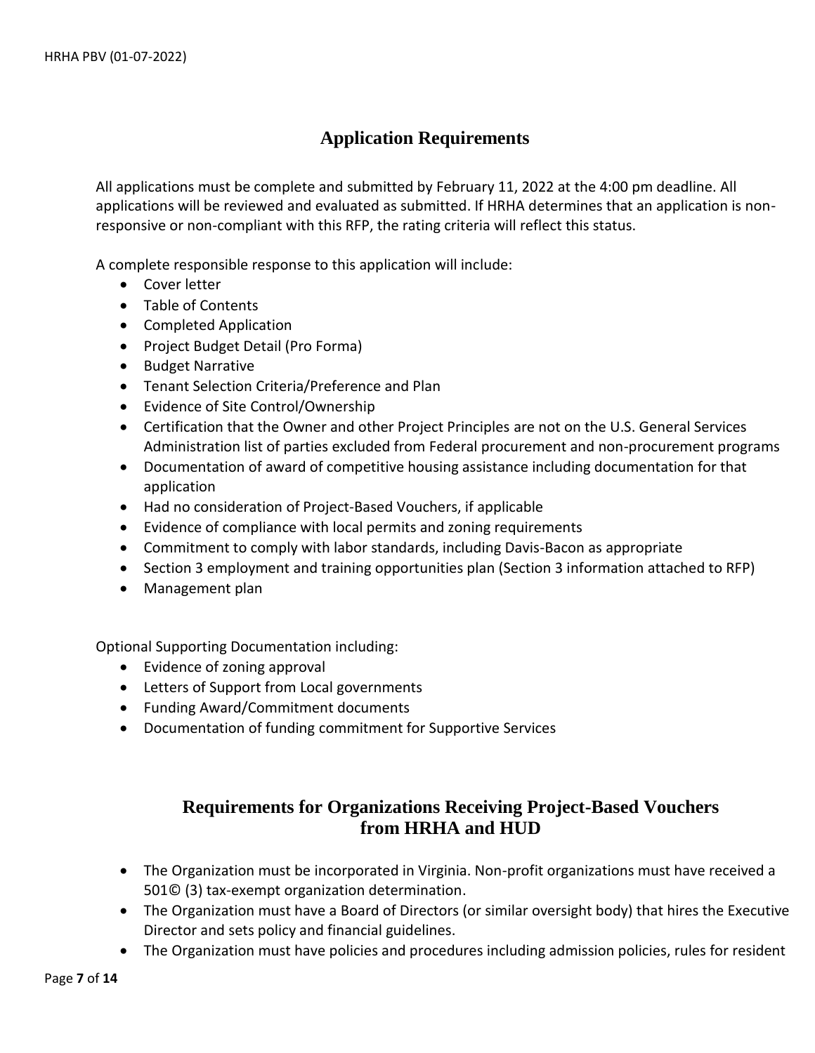## Application Requirements

All applications must be complete and submitted by February 11, 2022 at the 4:00 pm deadline. All applications will be reviewed and evaluated as submitted. If HRHA determines that an application is non-responsive or non-compliant with this RFP, the rating criteria will reflect this status.

A complete responsible response to this application will include:

- Cover letter
- Table of Contents
- Completed Application
- Project Budget Detail (Pro Forma)
- Budget Narrative
- Tenant Selection Criteria/Preference and Plan
- Evidence of Site Control/Ownership
- Certification that the Owner and other Project Principles are not on the U.S. General Services Administration list of parties excluded from Federal procurement and non-procurement programs
- Documentation of award of competitive housing assistance including documentation for that application
- Had no consideration of Project-Based Vouchers, if applicable
- Evidence of compliance with local permits and zoning requirements
- Commitment to comply with labor standards, including Davis-Bacon as appropriate
- Section 3 employment and training opportunities plan (Section 3 information attached to RFP)
- Management plan

Optional Supporting Documentation including:

- Evidence of zoning approval
- Letters of Support from Local governments
- Funding Award/Commitment documents
- Documentation of funding commitment for Supportive Services

## Requirements for Organizations Receiving Project-Based Vouchers from HRHA and HUD

- The Organization must be incorporated in Virginia. Non-profit organizations must have received a 501© (3) tax-exempt organization determination.
- The Organization must have a Board of Directors (or similar oversight body) that hires the Executive Director and sets policy and financial guidelines.
- The Organization must have policies and procedures including admission policies, rules for resident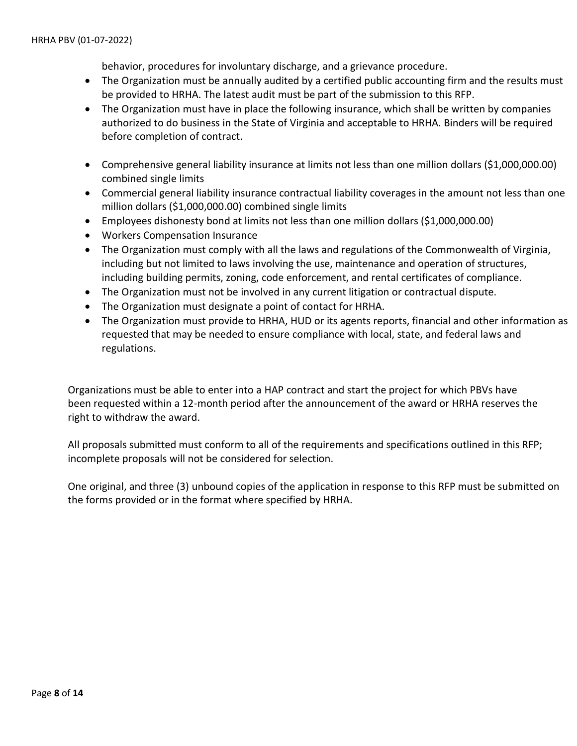behavior, procedures for involuntary discharge, and a grievance procedure.

- The Organization must be annually audited by a certified public accounting firm and the results must be provided to HRHA. The latest audit must be part of the submission to this RFP.
- The Organization must have in place the following insurance, which shall be written by companies authorized to do business in the State of Virginia and acceptable to HRHA. Binders will be required before completion of contract.

- Comprehensive general liability insurance at limits not less than one million dollars ($1,000,000.00) combined single limits
- Commercial general liability insurance contractual liability coverages in the amount not less than one million dollars ($1,000,000.00) combined single limits
- Employees dishonesty bond at limits not less than one million dollars ($1,000,000.00)
- Workers Compensation Insurance
- The Organization must comply with all the laws and regulations of the Commonwealth of Virginia, including but not limited to laws involving the use, maintenance and operation of structures, including building permits, zoning, code enforcement, and rental certificates of compliance.
- The Organization must not be involved in any current litigation or contractual dispute.
- The Organization must designate a point of contact for HRHA.
- The Organization must provide to HRHA, HUD or its agents reports, financial and other information as requested that may be needed to ensure compliance with local, state, and federal laws and regulations.

Organizations must be able to enter into a HAP contract and start the project for which PBVs have been requested within a 12-month period after the announcement of the award or HRHA reserves the right to withdraw the award.

All proposals submitted must conform to all of the requirements and specifications outlined in this RFP; incomplete proposals will not be considered for selection.

One original, and three (3) unbound copies of the application in response to this RFP must be submitted on the forms provided or in the format where specified by HRHA.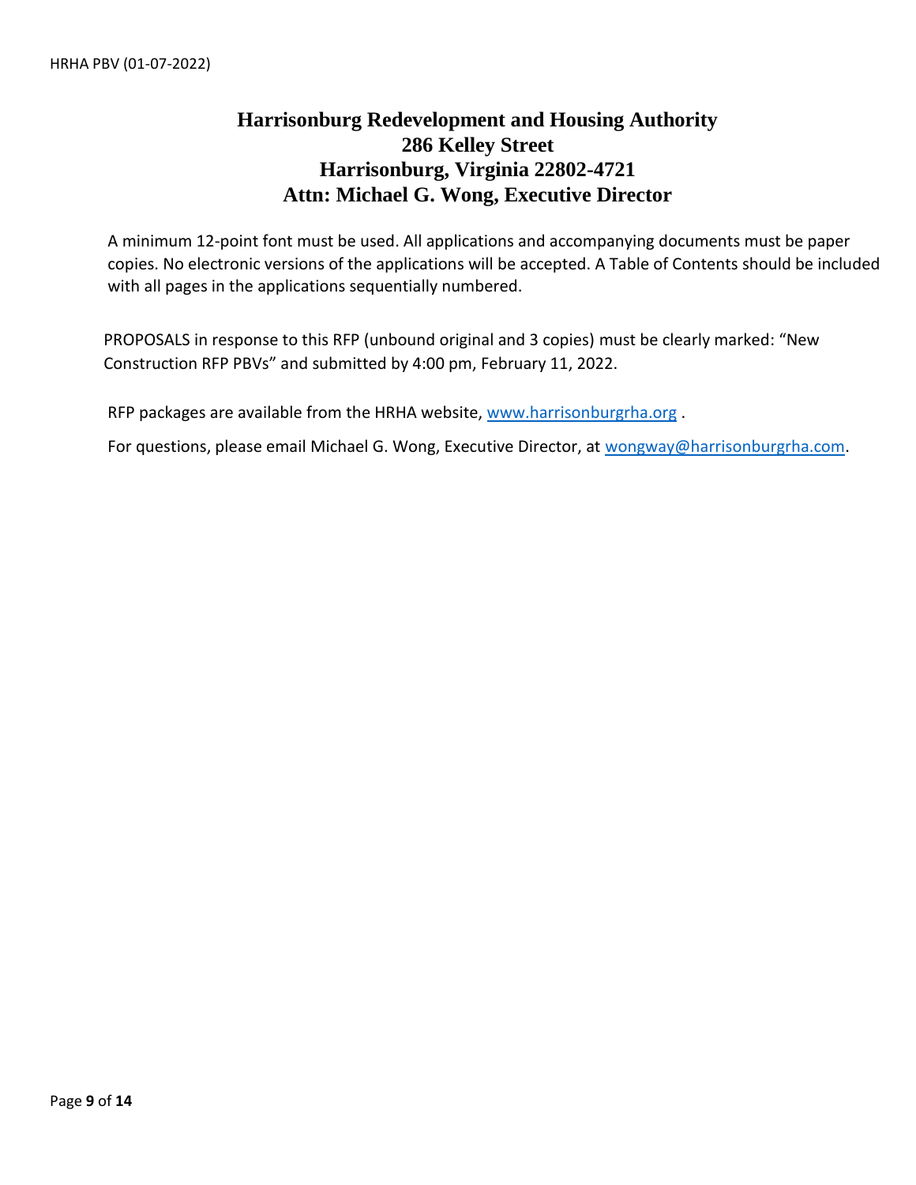**Harrisonburg Redevelopment and Housing Authority**
**286 Kelley Street**
**Harrisonburg, Virginia 22802-4721**
**Attn: Michael G. Wong, Executive Director**

A minimum 12-point font must be used. All applications and accompanying documents must be paper copies. No electronic versions of the applications will be accepted. A Table of Contents should be included with all pages in the applications sequentially numbered.

PROPOSALS in response to this RFP (unbound original and 3 copies) must be clearly marked: "New Construction RFP PBVs" and submitted by 4:00 pm, February 11, 2022.

RFP packages are available from the HRHA website, www.harrisonburgrha.org .

For questions, please email Michael G. Wong, Executive Director, at wongway@harrisonburgrha.com.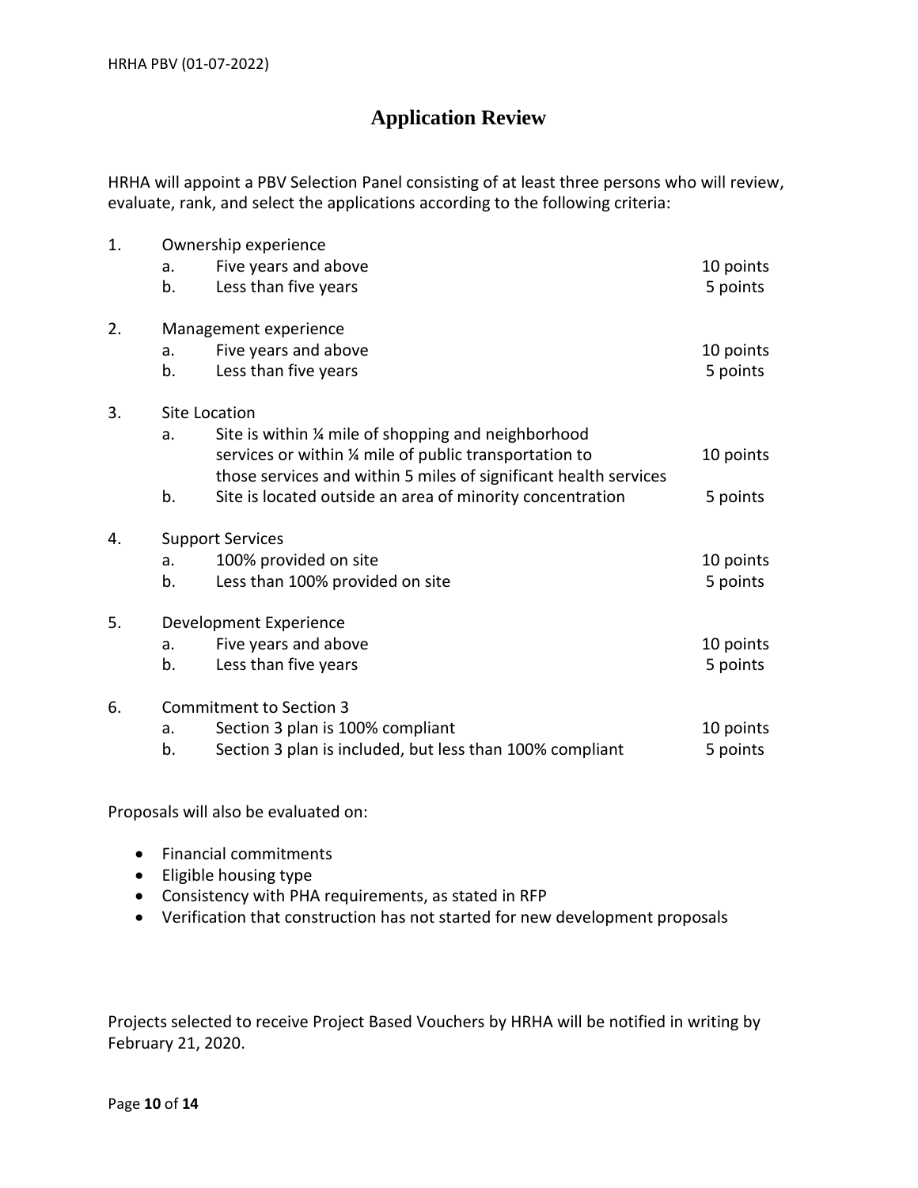# Application Review

HRHA will appoint a PBV Selection Panel consisting of at least three persons who will review, evaluate, rank, and select the applications according to the following criteria:

1. Ownership experience
   a. Five years and above — 10 points
   b. Less than five years — 5 points

2. Management experience
   a. Five years and above — 10 points
   b. Less than five years — 5 points

3. Site Location
   a. Site is within ¼ mile of shopping and neighborhood services or within ¼ mile of public transportation to those services and within 5 miles of significant health services — 10 points
   b. Site is located outside an area of minority concentration — 5 points

4. Support Services
   a. 100% provided on site — 10 points
   b. Less than 100% provided on site — 5 points

5. Development Experience
   a. Five years and above — 10 points
   b. Less than five years — 5 points

6. Commitment to Section 3
   a. Section 3 plan is 100% compliant — 10 points
   b. Section 3 plan is included, but less than 100% compliant — 5 points

Proposals will also be evaluated on:

- Financial commitments
- Eligible housing type
- Consistency with PHA requirements, as stated in RFP
- Verification that construction has not started for new development proposals

Projects selected to receive Project Based Vouchers by HRHA will be notified in writing by February 21, 2020.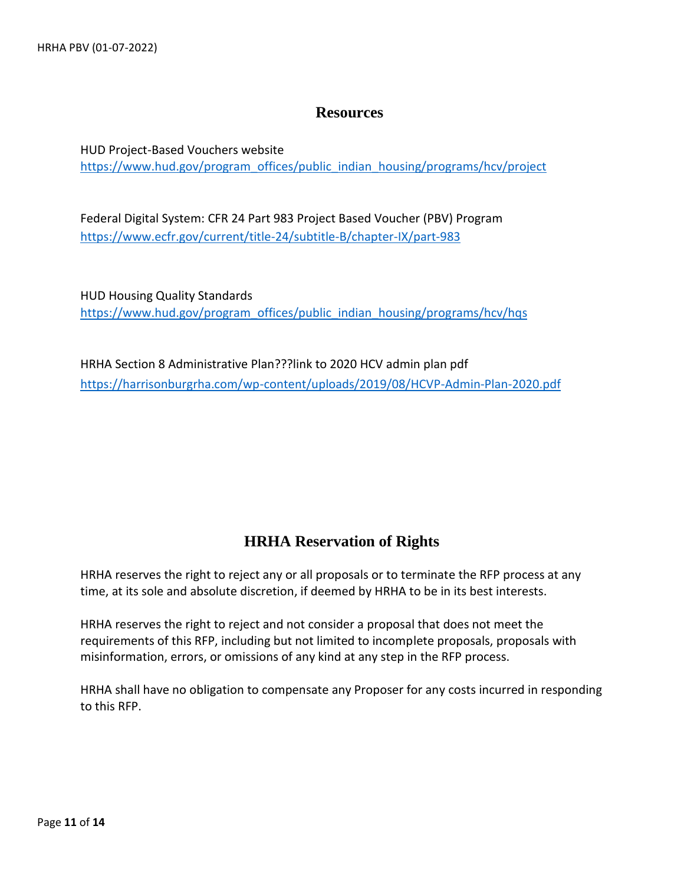## Resources

HUD Project-Based Vouchers website
https://www.hud.gov/program_offices/public_indian_housing/programs/hcv/project

Federal Digital System: CFR 24 Part 983 Project Based Voucher (PBV) Program
https://www.ecfr.gov/current/title-24/subtitle-B/chapter-IX/part-983

HUD Housing Quality Standards
https://www.hud.gov/program_offices/public_indian_housing/programs/hcv/hqs

HRHA Section 8 Administrative Plan???link to 2020 HCV admin plan pdf
https://harrisonburgrha.com/wp-content/uploads/2019/08/HCVP-Admin-Plan-2020.pdf

## HRHA Reservation of Rights

HRHA reserves the right to reject any or all proposals or to terminate the RFP process at any time, at its sole and absolute discretion, if deemed by HRHA to be in its best interests.

HRHA reserves the right to reject and not consider a proposal that does not meet the requirements of this RFP, including but not limited to incomplete proposals, proposals with misinformation, errors, or omissions of any kind at any step in the RFP process.

HRHA shall have no obligation to compensate any Proposer for any costs incurred in responding to this RFP.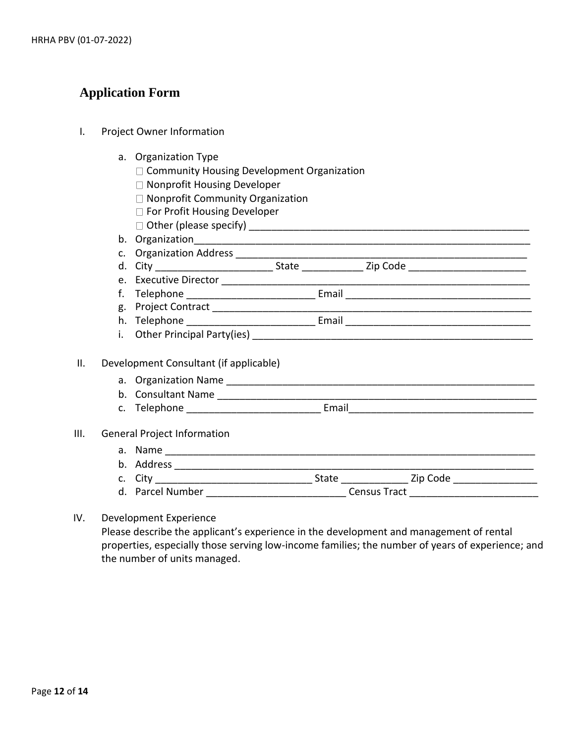## Application Form

I. Project Owner Information

   a. Organization Type
      - ☐ Community Housing Development Organization
      - ☐ Nonprofit Housing Developer
      - ☐ Nonprofit Community Organization
      - ☐ For Profit Housing Developer
      - ☐ Other (please specify) ____________________________________________________

   b. Organization______________________________________________________________
   c. Organization Address ______________________________________________________
   d. City _____________________ State ___________ Zip Code _____________________
   e. Executive Director _________________________________________________________
   f. Telephone _______________________ Email ________________________________
   g. Project Contract __________________________________________________________
   h. Telephone _______________________ Email ________________________________
   i. Other Principal Party(ies) ___________________________________________________

II. Development Consultant (if applicable)

   a. Organization Name ________________________________________________________
   b. Consultant Name __________________________________________________________
   c. Telephone ________________________ Email________________________________

III. General Project Information

   a. Name ____________________________________________________________________
   b. Address __________________________________________________________________
   c. City ____________________________ State ____________ Zip Code _______________
   d. Parcel Number _________________________ Census Tract _______________________

IV. Development Experience

   Please describe the applicant's experience in the development and management of rental properties, especially those serving low-income families; the number of years of experience; and the number of units managed.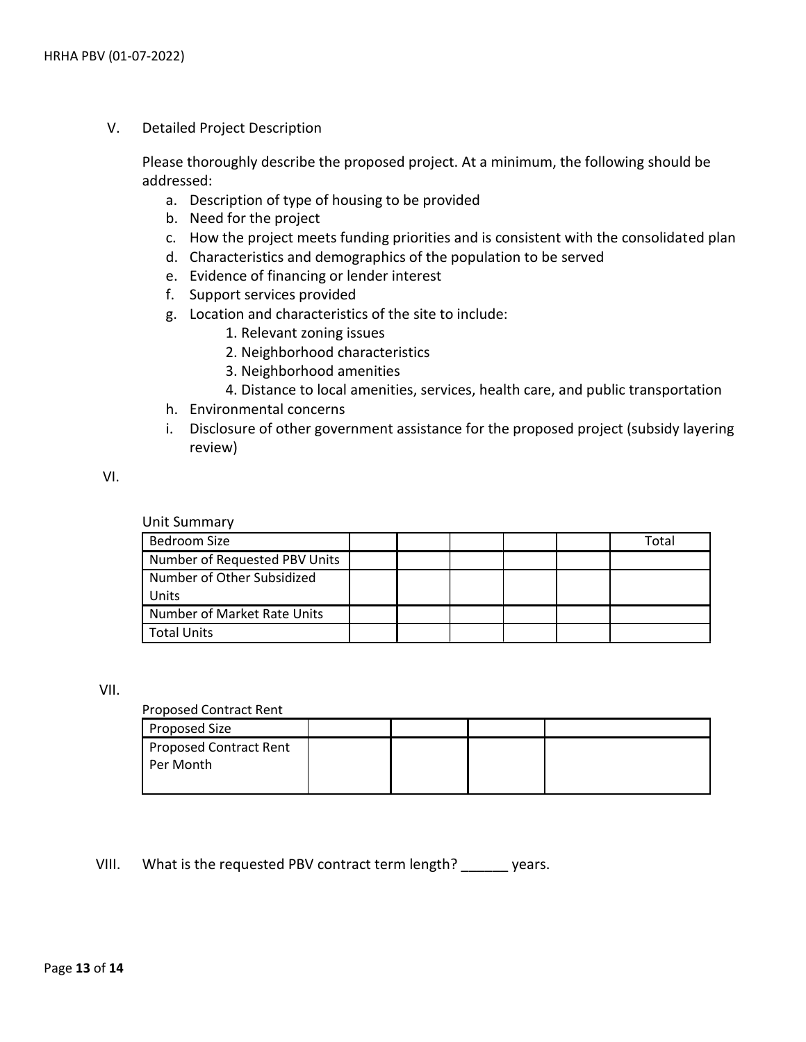V. Detailed Project Description

Please thoroughly describe the proposed project. At a minimum, the following should be addressed:

a. Description of type of housing to be provided
b. Need for the project
c. How the project meets funding priorities and is consistent with the consolidated plan
d. Characteristics and demographics of the population to be served
e. Evidence of financing or lender interest
f. Support services provided
g. Location and characteristics of the site to include:
   1. Relevant zoning issues
   2. Neighborhood characteristics
   3. Neighborhood amenities
   4. Distance to local amenities, services, health care, and public transportation
h. Environmental concerns
i. Disclosure of other government assistance for the proposed project (subsidy layering review)

VI.

Unit Summary

| Bedroom Size | | | | | | Total |
|---|---|---|---|---|---|---|
| Number of Requested PBV Units | | | | | | |
| Number of Other Subsidized Units | | | | | | |
| Number of Market Rate Units | | | | | | |
| Total Units | | | | | | |

VII.

Proposed Contract Rent

| Proposed Size | | | | |
|---|---|---|---|---|
| Proposed Contract Rent Per Month | | | | |

VIII. What is the requested PBV contract term length? ______ years.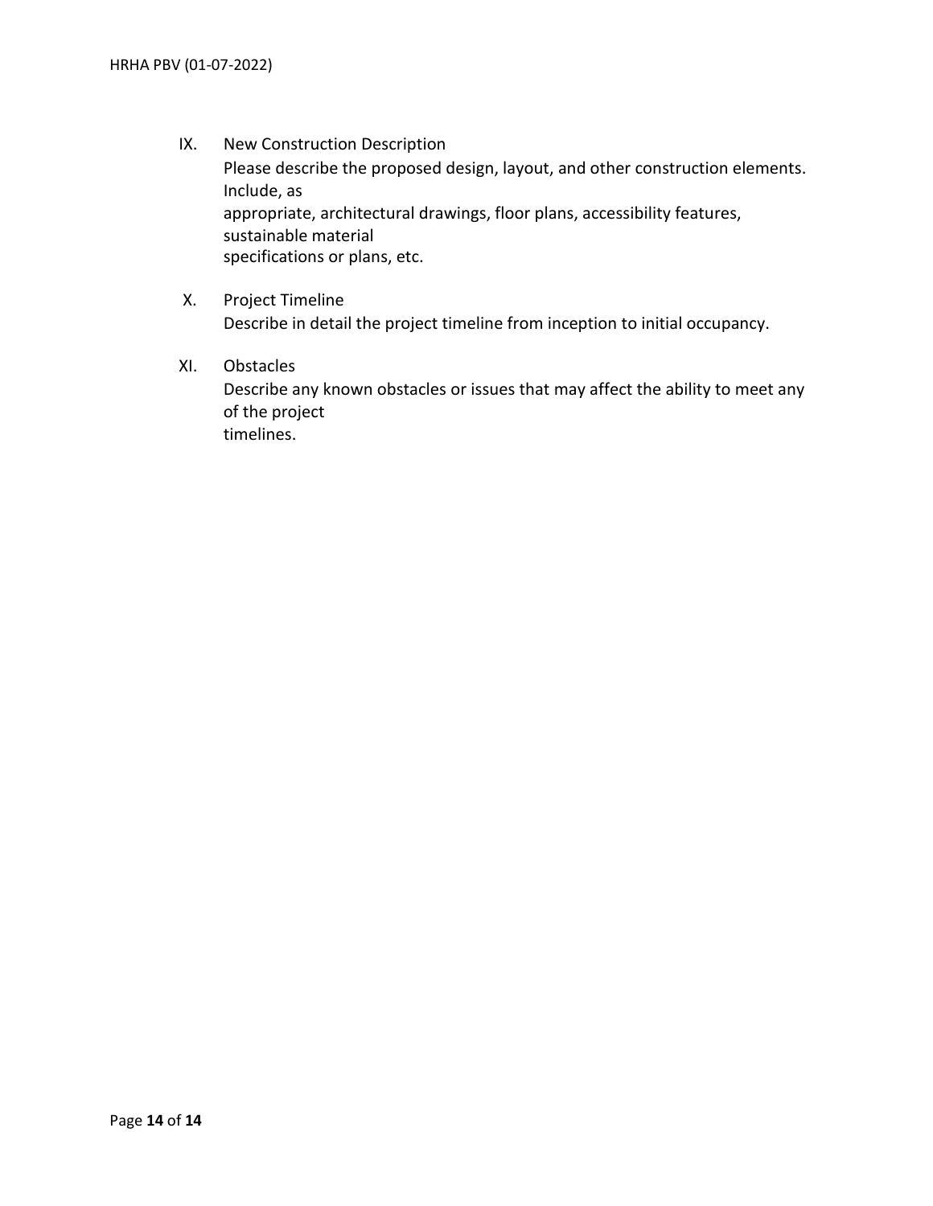IX. New Construction Description
Please describe the proposed design, layout, and other construction elements. Include, as appropriate, architectural drawings, floor plans, accessibility features, sustainable material specifications or plans, etc.

X. Project Timeline
Describe in detail the project timeline from inception to initial occupancy.

XI. Obstacles
Describe any known obstacles or issues that may affect the ability to meet any of the project timelines.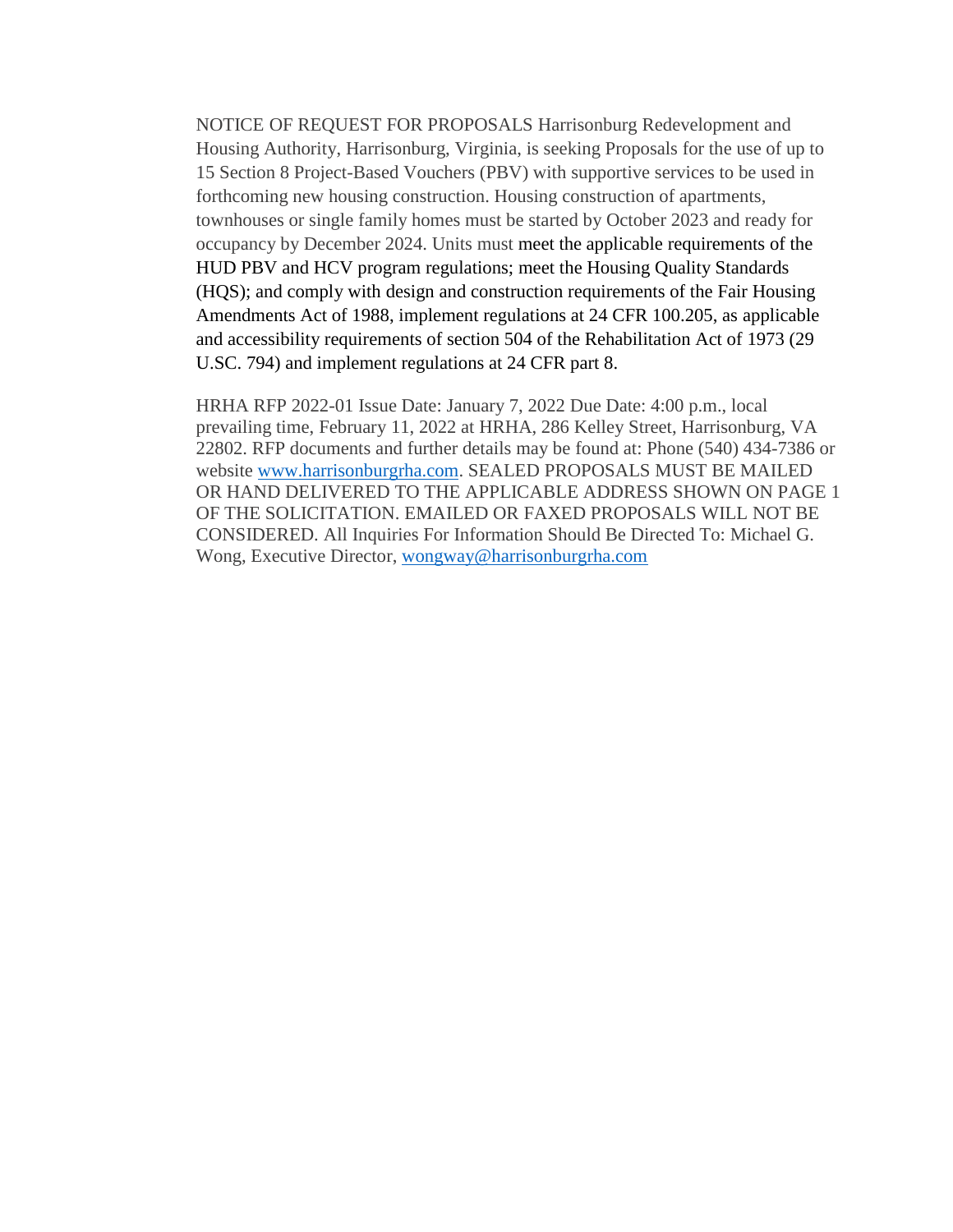NOTICE OF REQUEST FOR PROPOSALS Harrisonburg Redevelopment and Housing Authority, Harrisonburg, Virginia, is seeking Proposals for the use of up to 15 Section 8 Project-Based Vouchers (PBV) with supportive services to be used in forthcoming new housing construction. Housing construction of apartments, townhouses or single family homes must be started by October 2023 and ready for occupancy by December 2024. Units must meet the applicable requirements of the HUD PBV and HCV program regulations; meet the Housing Quality Standards (HQS); and comply with design and construction requirements of the Fair Housing Amendments Act of 1988, implement regulations at 24 CFR 100.205, as applicable and accessibility requirements of section 504 of the Rehabilitation Act of 1973 (29 U.SC. 794) and implement regulations at 24 CFR part 8.

HRHA RFP 2022-01 Issue Date: January 7, 2022 Due Date: 4:00 p.m., local prevailing time, February 11, 2022 at HRHA, 286 Kelley Street, Harrisonburg, VA 22802. RFP documents and further details may be found at: Phone (540) 434-7386 or website [www.harrisonburgrha.com](http://www.harrisonburgrha.com). SEALED PROPOSALS MUST BE MAILED OR HAND DELIVERED TO THE APPLICABLE ADDRESS SHOWN ON PAGE 1 OF THE SOLICITATION. EMAILED OR FAXED PROPOSALS WILL NOT BE CONSIDERED. All Inquiries For Information Should Be Directed To: Michael G. Wong, Executive Director, [wongway@harrisonburgrha.com](mailto:wongway@harrisonburgrha.com)